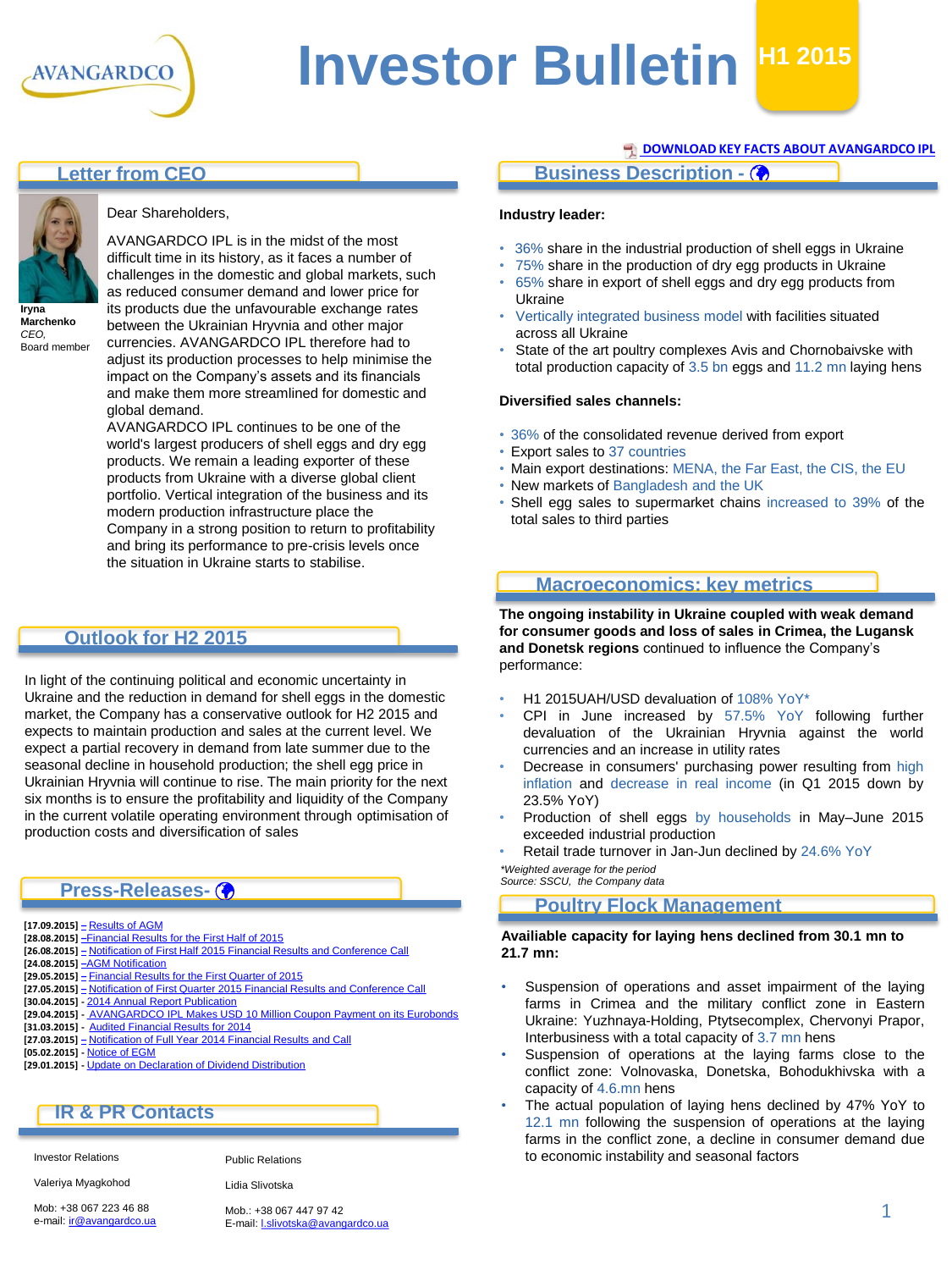# Investor Bulletin H1 2015

AVANGARDCO

[DOWNLOAD KEY FACTS ABOUT AVANGARDCO IPL]

## Letter from CEO

**Iryna Marchenko**
*CEO,*
Board member

Dear Shareholders,

AVANGARDCO IPL is in the midst of the most difficult time in its history, as it faces a number of challenges in the domestic and global markets, such as reduced consumer demand and lower price for its products due the unfavourable exchange rates between the Ukrainian Hryvnia and other major currencies. AVANGARDCO IPL therefore had to adjust its production processes to help minimise the impact on the Company's assets and its financials and make them more streamlined for domestic and global demand.

AVANGARDCO IPL continues to be one of the world's largest producers of shell eggs and dry egg products. We remain a leading exporter of these products from Ukraine with a diverse global client portfolio. Vertical integration of the business and its modern production infrastructure place the Company in a strong position to return to profitability and bring its performance to pre-crisis levels once the situation in Ukraine starts to stabilise.

## Outlook for H2 2015

In light of the continuing political and economic uncertainty in Ukraine and the reduction in demand for shell eggs in the domestic market, the Company has a conservative outlook for H2 2015 and expects to maintain production and sales at the current level. We expect a partial recovery in demand from late summer due to the seasonal decline in household production; the shell egg price in Ukrainian Hryvnia will continue to rise. The main priority for the next six months is to ensure the profitability and liquidity of the Company in the current volatile operating environment through optimisation of production costs and diversification of sales.

## Press-Releases-

- **[17.09.2015]** – Results of AGM
- **[28.08.2015]** –Financial Results for the First Half of 2015
- **[26.08.2015]** – Notification of First Half 2015 Financial Results and Conference Call
- **[24.08.2015]** –AGM Notification
- **[29.05.2015]** – Financial Results for the First Quarter of 2015
- **[27.05.2015]** – Notification of First Quarter 2015 Financial Results and Conference Call
- **[30.04.2015]** - 2014 Annual Report Publication
- **[29.04.2015]** - AVANGARDCO IPL Makes USD 10 Million Coupon Payment on its Eurobonds
- **[31.03.2015]** - Audited Financial Results for 2014
- **[27.03.2015]** – Notification of Full Year 2014 Financial Results and Call
- **[05.02.2015]** - Notice of EGM
- **[29.01.2015]** - Update on Declaration of Dividend Distribution

## IR & PR Contacts

| Investor Relations | Public Relations |
|---|---|
| Valeriya Myagkohod | Lidia Slivotska |
| Mob: +38 067 223 46 88<br>e-mail: ir@avangardco.ua | Mob.: +38 067 447 97 42<br>E-mail: l.slivotska@avangardco.ua |

## Business Description -

**Industry leader:**

- 36% share in the industrial production of shell eggs in Ukraine
- 75% share in the production of dry egg products in Ukraine
- 65% share in export of shell eggs and dry egg products from Ukraine
- Vertically integrated business model with facilities situated across all Ukraine
- State of the art poultry complexes Avis and Chornobaivske with total production capacity of 3.5 bn eggs and 11.2 mn laying hens

**Diversified sales channels:**

- 36% of the consolidated revenue derived from export
- Export sales to 37 countries
- Main export destinations: MENA, the Far East, the CIS, the EU
- New markets of Bangladesh and the UK
- Shell egg sales to supermarket chains increased to 39% of the total sales to third parties

## Macroeconomics: key metrics

**The ongoing instability in Ukraine coupled with weak demand for consumer goods and loss of sales in Crimea, the Lugansk and Donetsk regions** continued to influence the Company's performance:

- H1 2015UAH/USD devaluation of 108% YoY*
- CPI in June increased by 57.5% YoY following further devaluation of the Ukrainian Hryvnia against the world currencies and an increase in utility rates
- Decrease in consumers' purchasing power resulting from high inflation and decrease in real income (in Q1 2015 down by 23.5% YoY)
- Production of shell eggs by households in May–June 2015 exceeded industrial production
- Retail trade turnover in Jan-Jun declined by 24.6% YoY

*\*Weighted average for the period*
*Source: SSCU, the Company data*

## Poultry Flock Management

**Availiable capacity for laying hens declined from 30.1 mn to 21.7 mn:**

- Suspension of operations and asset impairment of the laying farms in Crimea and the military conflict zone in Eastern Ukraine: Yuzhnaya-Holding, Ptytsecomplex, Chervonyi Prapor, Interbusiness with a total capacity of 3.7 mn hens
- Suspension of operations at the laying farms close to the conflict zone: Volnovaska, Donetska, Bohodukhivska with a capacity of 4.6.mn hens
- The actual population of laying hens declined by 47% YoY to 12.1 mn following the suspension of operations at the laying farms in the conflict zone, a decline in consumer demand due to economic instability and seasonal factors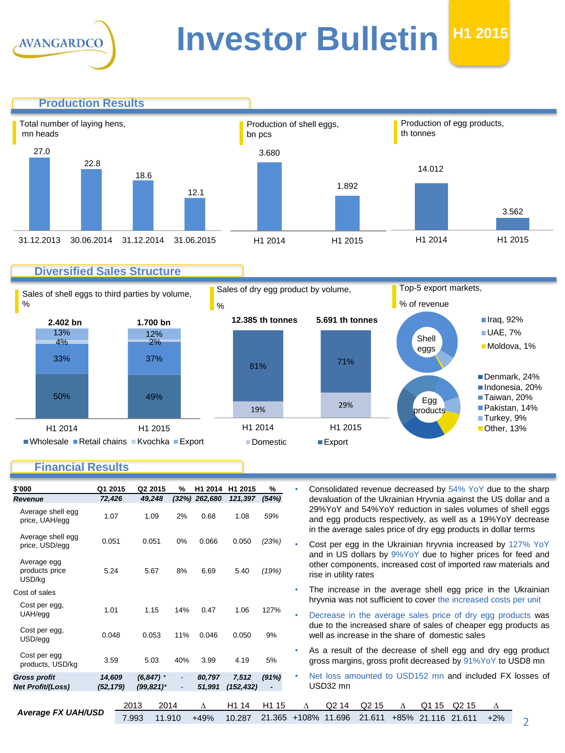# Investor Bulletin

**H1 2015**

## Production Results

**Total number of laying hens, mn heads**

| 31.12.2013 | 30.06.2014 | 31.12.2014 | 31.06.2015 |
|---|---|---|---|
| 27.0 | 22.8 | 18.6 | 12.1 |

**Production of shell eggs, bn pcs**

| H1 2014 | H1 2015 |
|---|---|
| 3.680 | 1.892 |

**Production of egg products, th tonnes**

| H1 2014 | H1 2015 |
|---|---|
| 14.012 | 3.562 |

## Diversified Sales Structure

**Sales of shell eggs to third parties by volume, %**

| | H1 2014 (2.402 bn) | H1 2015 (1.700 bn) |
|---|---|---|
| Wholesale | 50% | 49% |
| Retail chains | 33% | 37% |
| Kvochka | 4% | 2% |
| Export | 13% | 12% |

**Sales of dry egg product by volume, %**

| | H1 2014 (12.385 th tonnes) | H1 2015 (5.691 th tonnes) |
|---|---|---|
| Domestic | 19% | 29% |
| Export | 81% | 71% |

**Top-5 export markets, % of revenue**

Shell eggs: Iraq, 92%; UAE, 7%; Moldova, 1%

Egg products: Denmark, 24%; Indonesia, 20%; Taiwan, 20%; Pakistan, 14%; Turkey, 9%; Other, 13%

## Financial Results

| $'000 | Q1 2015 | Q2 2015 | % | H1 2014 | H1 2015 | % |
|---|---|---|---|---|---|---|
| ***Revenue*** | *72,426* | *49,248* | *(32%)* | *262,680* | *121,397* | *(54%)* |
| Average shell egg price, UAH/egg | 1.07 | 1.09 | 2% | 0.68 | 1.08 | *59%* |
| Average shell egg price, USD/egg | 0.051 | 0.051 | 0% | 0.066 | 0.050 | *(23%)* |
| Average egg products price USD/kg | 5.24 | 5.67 | 8% | 6.69 | 5.40 | *(19%)* |
| Cost of sales | | | | | | |
| Cost per egg, UAH/egg | 1.01 | 1.15 | 14% | 0.47 | 1.06 | 127% |
| Cost per egg, USD/egg | 0.048 | 0.053 | 11% | 0.046 | 0.050 | 9% |
| Cost per egg products, USD/kg | 3.59 | 5.03 | 40% | 3.99 | 4.19 | 5% |
| ***Gross profit*** | *14,609* | *(6,847) ** | - | *80,797* | *7,512* | *(91%)* |
| ***Net Profit/(Loss)*** | *(52,179)* | *(99,821)** | - | *51,991* | *(152,432)* | - |

- Consolidated revenue decreased by 54% YoY due to the sharp devaluation of the Ukrainian Hryvnia against the US dollar and a 29%YoY and 54%YoY reduction in sales volumes of shell eggs and egg products respectively, as well as a 19%YoY decrease in the average sales price of dry egg products in dollar terms
- Cost per egg in the Ukrainian hryvnia increased by 127% YoY and in US dollars by 9%YoY due to higher prices for feed and other components, increased cost of imported raw materials and rise in utility rates
- The increase in the average shell egg price in the Ukrainian hryvnia was not sufficient to cover the increased costs per unit
- Decrease in the average sales price of dry egg products was due to the increased share of sales of cheaper egg products as well as increase in the share of domestic sales
- As a result of the decrease of shell egg and dry egg product gross margins, gross profit decreased by 91%YoY to USD8 mn
- Net loss amounted to USD152 mn and included FX losses of USD32 mn

| ***Average FX UAH/USD*** | 2013 | 2014 | Δ | H1 14 | H1 15 | Δ | Q2 14 | Q2 15 | Δ | Q1 15 | Q2 15 | Δ |
|---|---|---|---|---|---|---|---|---|---|---|---|---|
| | 7.993 | 11.910 | +49% | 10.287 | 21.365 | +108% | 11.696 | 21.611 | +85% | 21.116 | 21.611 | +2% |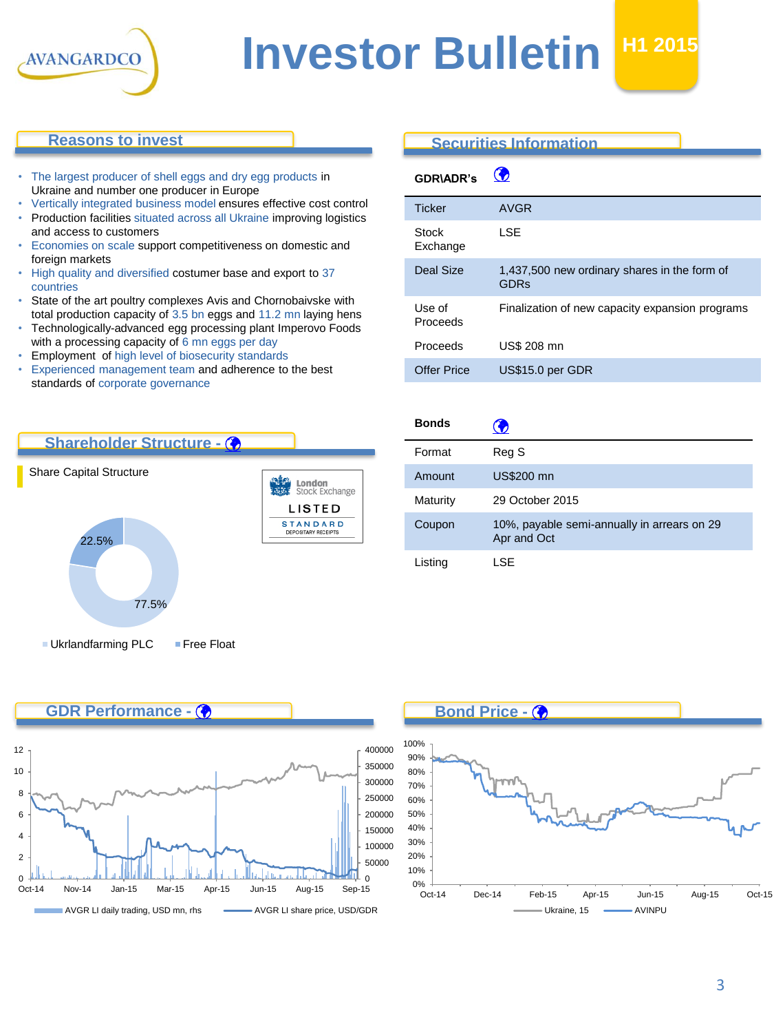# Investor Bulletin

**H1 2015**

## Reasons to invest

- The largest producer of shell eggs and dry egg products in Ukraine and number one producer in Europe
- Vertically integrated business model ensures effective cost control
- Production facilities situated across all Ukraine improving logistics and access to customers
- Economies on scale support competitiveness on domestic and foreign markets
- High quality and diversified costumer base and export to 37 countries
- State of the art poultry complexes Avis and Chornobaivske with total production capacity of 3.5 bn eggs and 11.2 mn laying hens
- Technologically-advanced egg processing plant Imperovo Foods with a processing capacity of 6 mn eggs per day
- Employment of high level of biosecurity standards
- Experienced management team and adherence to the best standards of corporate governance

## Securities Information

**GDR\ADR's**

| | |
|---|---|
| Ticker | AVGR |
| Stock Exchange | LSE |
| Deal Size | 1,437,500 new ordinary shares in the form of GDRs |
| Use of Proceeds | Finalization of new capacity expansion programs |
| Proceeds | US$ 208 mn |
| Offer Price | US$15.0 per GDR |

**Bonds**

| | |
|---|---|
| Format | Reg S |
| Amount | US$200 mn |
| Maturity | 29 October 2015 |
| Coupon | 10%, payable semi-annually in arrears on 29 Apr and Oct |
| Listing | LSE |

## Shareholder Structure -

Share Capital Structure

London Stock Exchange LISTED STANDARD DEPOSITARY RECEIPTS

- Ukrlandfarming PLC: 77.5%
- Free Float: 22.5%

## GDR Performance -

AVGR LI daily trading, USD mn, rhs; AVGR LI share price, USD/GDR (Oct-14 – Sep-15)

## Bond Price -

Ukraine, 15; AVINPU (Oct-14 – Oct-15)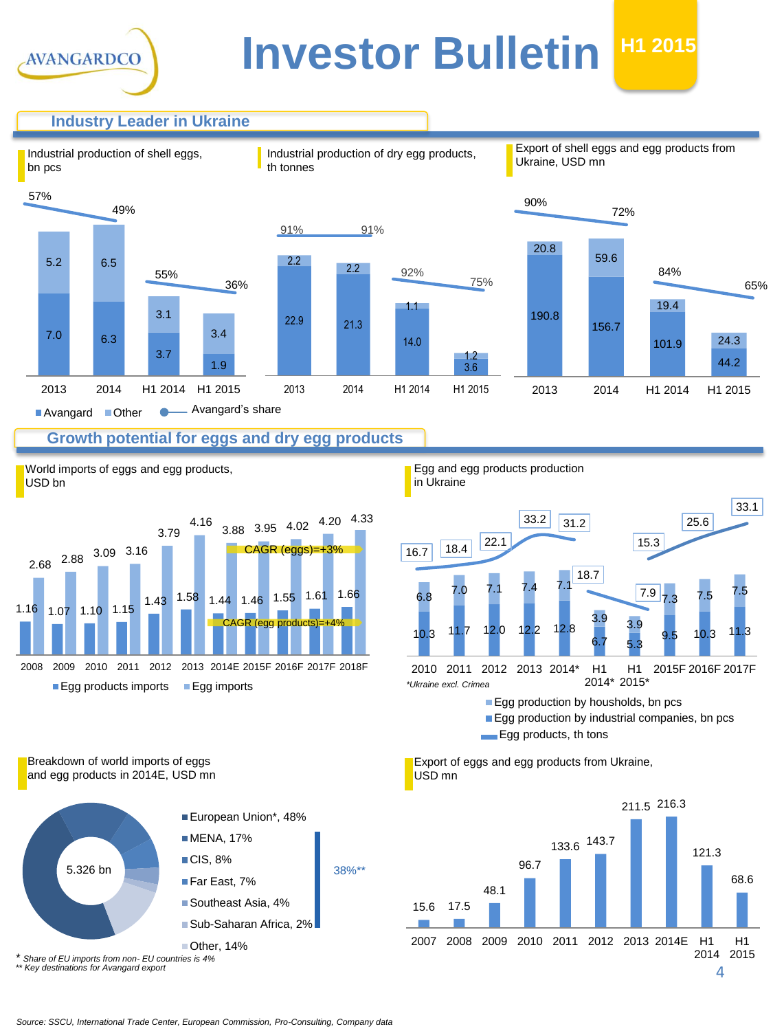AVANGARDCO

# Investor Bulletin

H1 2015

## Industry Leader in Ukraine

Industrial production of shell eggs, bn pcs

57%
49%
55%
36%
5.2
7.0
6.5
6.3
3.1
3.7
3.4
1.9
2013
2014
H1 2014
H1 2015

Industrial production of dry egg products, th tonnes

91%
91%
92%
75%
2.2
22.9
2.2
21.3
1.1
14.0
1.2
3.6
2013
2014
H1 2014
H1 2015

Export of shell eggs and egg products from Ukraine, USD mn

90%
72%
84%
65%
20.8
190.8
59.6
156.7
19.4
101.9
24.3
44.2
2013
2014
H1 2014
H1 2015

Avangard
Other
Avangard's share

## Growth potential for eggs and dry egg products

World imports of eggs and egg products, USD bn

2.68
2.88
3.09
3.16
3.79
4.16
3.88
3.95
4.02
4.20
4.33
1.16
1.07
1.10
1.15
1.43
1.58
1.44
1.46
1.55
1.61
1.66
CAGR (eggs)=+3%
CAGR (egg products)=+4%
2008
2009
2010
2011
2012
2013
2014E
2015F
2016F
2017F
2018F

Egg products imports
Egg imports

Egg and egg products production in Ukraine

16.7
18.4
22.1
33.2
31.2
18.7
7.9
15.3
25.6
33.1
6.8
10.3
7.0
11.7
7.1
12.0
7.4
12.2
7.1
12.8
3.9
6.7
3.9
5.3
7.3
9.5
7.5
10.3
7.5
11.3
2010
2011
2012
2013
2014*
H1 2014*
H1 2015*
2015F
2016F
2017F

*Ukraine excl. Crimea

Egg production by housholds, bn pcs
Egg production by industrial companies, bn pcs
Egg products, th tons

Breakdown of world imports of eggs and egg products in 2014E, USD mn

5.326 bn

- European Union*, 48%
- MENA, 17%
- CIS, 8%
- Far East, 7%
- Southeast Asia, 4%
- Sub-Saharan Africa, 2%
- Other, 14%

38%**

*\* Share of EU imports from non- EU countries is 4%*
*\*\* Key destinations for Avangard export*

Export of eggs and egg products from Ukraine, USD mn

15.6
17.5
48.1
96.7
133.6
143.7
211.5
216.3
121.3
68.6
2007
2008
2009
2010
2011
2012
2013
2014E
H1 2014
H1 2015

*Source: SSCU, International Trade Center, European Commission, Pro-Consulting, Company data*